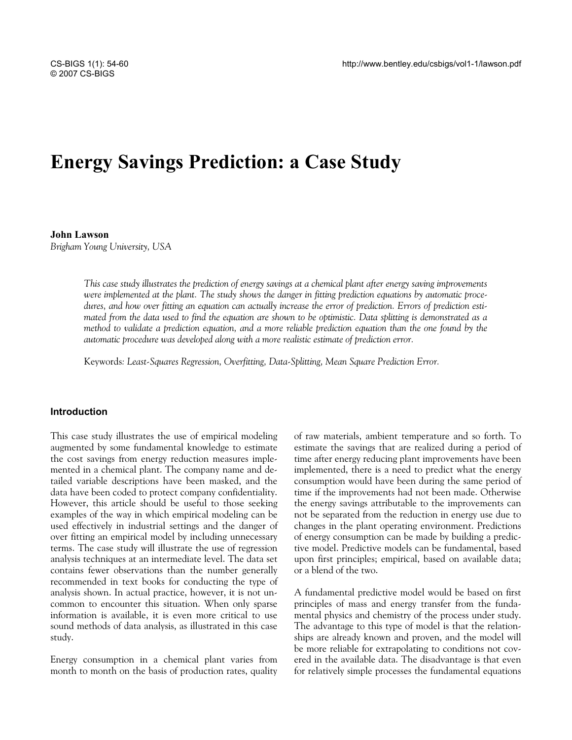# Energy Savings Prediction: a Case Study

**John Lawson**
*Brigham Young University, USA*

*This case study illustrates the prediction of energy savings at a chemical plant after energy saving improvements were implemented at the plant. The study shows the danger in fitting prediction equations by automatic procedures, and how over fitting an equation can actually increase the error of prediction. Errors of prediction estimated from the data used to find the equation are shown to be optimistic. Data splitting is demonstrated as a method to validate a prediction equation, and a more reliable prediction equation than the one found by the automatic procedure was developed along with a more realistic estimate of prediction error.*

Keywords: *Least-Squares Regression, Overfitting, Data-Splitting, Mean Square Prediction Error.*

## Introduction

This case study illustrates the use of empirical modeling augmented by some fundamental knowledge to estimate the cost savings from energy reduction measures implemented in a chemical plant. The company name and detailed variable descriptions have been masked, and the data have been coded to protect company confidentiality. However, this article should be useful to those seeking examples of the way in which empirical modeling can be used effectively in industrial settings and the danger of over fitting an empirical model by including unnecessary terms. The case study will illustrate the use of regression analysis techniques at an intermediate level. The data set contains fewer observations than the number generally recommended in text books for conducting the type of analysis shown. In actual practice, however, it is not uncommon to encounter this situation. When only sparse information is available, it is even more critical to use sound methods of data analysis, as illustrated in this case study.

Energy consumption in a chemical plant varies from month to month on the basis of production rates, quality of raw materials, ambient temperature and so forth. To estimate the savings that are realized during a period of time after energy reducing plant improvements have been implemented, there is a need to predict what the energy consumption would have been during the same period of time if the improvements had not been made. Otherwise the energy savings attributable to the improvements can not be separated from the reduction in energy use due to changes in the plant operating environment. Predictions of energy consumption can be made by building a predictive model. Predictive models can be fundamental, based upon first principles; empirical, based on available data; or a blend of the two.

A fundamental predictive model would be based on first principles of mass and energy transfer from the fundamental physics and chemistry of the process under study. The advantage to this type of model is that the relationships are already known and proven, and the model will be more reliable for extrapolating to conditions not covered in the available data. The disadvantage is that even for relatively simple processes the fundamental equations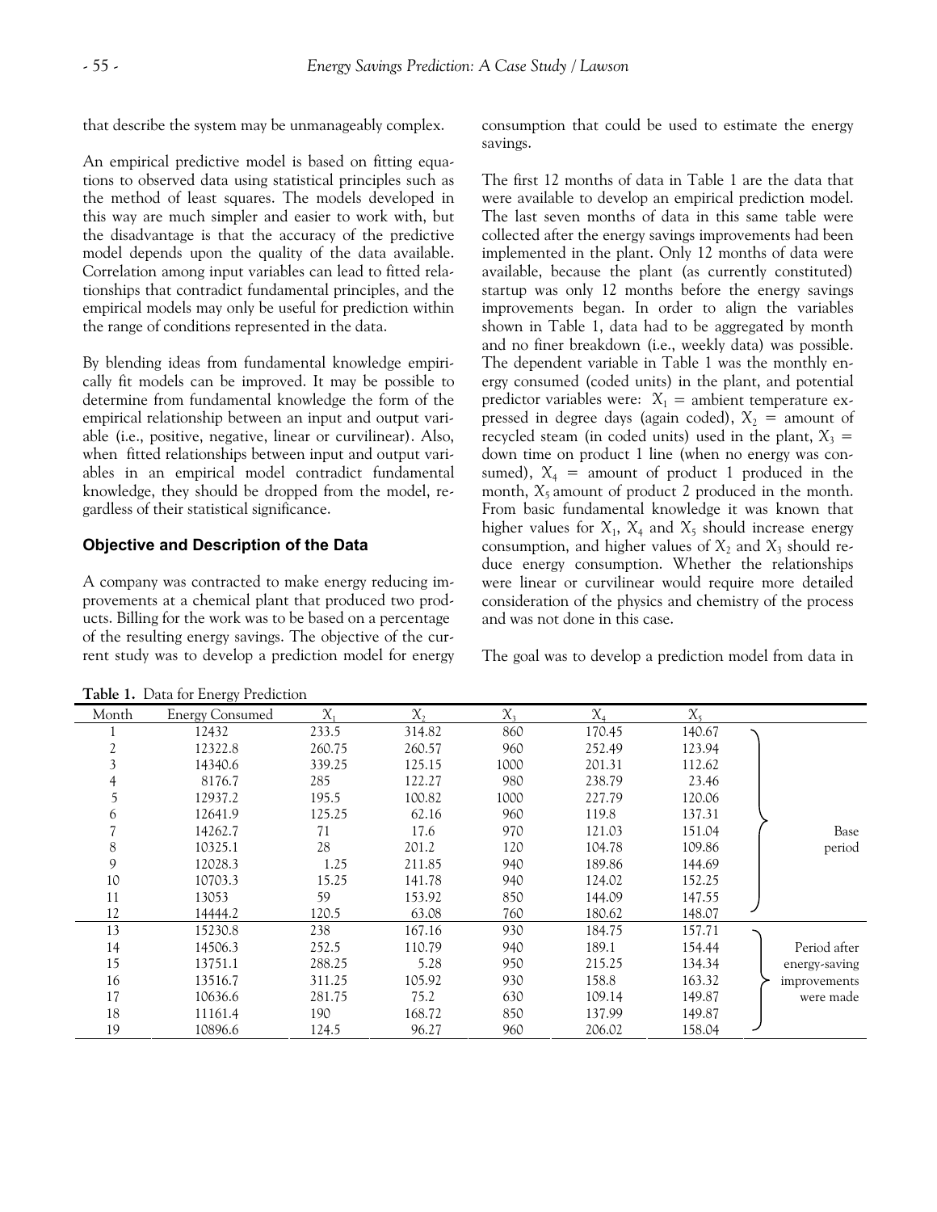that describe the system may be unmanageably complex.

An empirical predictive model is based on fitting equations to observed data using statistical principles such as the method of least squares. The models developed in this way are much simpler and easier to work with, but the disadvantage is that the accuracy of the predictive model depends upon the quality of the data available. Correlation among input variables can lead to fitted relationships that contradict fundamental principles, and the empirical models may only be useful for prediction within the range of conditions represented in the data.

By blending ideas from fundamental knowledge empirically fit models can be improved. It may be possible to determine from fundamental knowledge the form of the empirical relationship between an input and output variable (i.e., positive, negative, linear or curvilinear). Also, when fitted relationships between input and output variables in an empirical model contradict fundamental knowledge, they should be dropped from the model, regardless of their statistical significance.

## Objective and Description of the Data

A company was contracted to make energy reducing improvements at a chemical plant that produced two products. Billing for the work was to be based on a percentage of the resulting energy savings. The objective of the current study was to develop a prediction model for energy consumption that could be used to estimate the energy savings.

The first 12 months of data in Table 1 are the data that were available to develop an empirical prediction model. The last seven months of data in this same table were collected after the energy savings improvements had been implemented in the plant. Only 12 months of data were available, because the plant (as currently constituted) startup was only 12 months before the energy savings improvements began. In order to align the variables shown in Table 1, data had to be aggregated by month and no finer breakdown (i.e., weekly data) was possible. The dependent variable in Table 1 was the monthly energy consumed (coded units) in the plant, and potential predictor variables were: $X_1$ = ambient temperature expressed in degree days (again coded), $X_2$ = amount of recycled steam (in coded units) used in the plant, $X_3$ = down time on product 1 line (when no energy was consumed), $X_4$ = amount of product 1 produced in the month, $X_5$ amount of product 2 produced in the month. From basic fundamental knowledge it was known that higher values for $X_1$, $X_4$ and $X_5$ should increase energy consumption, and higher values of $X_2$ and $X_3$ should reduce energy consumption. Whether the relationships were linear or curvilinear would require more detailed consideration of the physics and chemistry of the process and was not done in this case.

The goal was to develop a prediction model from data in

**Table 1.** Data for Energy Prediction

| Month | Energy Consumed | $X_1$ | $X_2$ | $X_3$ | $X_4$ | $X_5$ | |
|---|---|---|---|---|---|---|---|
| 1 | 12432 | 233.5 | 314.82 | 860 | 170.45 | 140.67 | Base period |
| 2 | 12322.8 | 260.75 | 260.57 | 960 | 252.49 | 123.94 | |
| 3 | 14340.6 | 339.25 | 125.15 | 1000 | 201.31 | 112.62 | |
| 4 | 8176.7 | 285 | 122.27 | 980 | 238.79 | 23.46 | |
| 5 | 12937.2 | 195.5 | 100.82 | 1000 | 227.79 | 120.06 | |
| 6 | 12641.9 | 125.25 | 62.16 | 960 | 119.8 | 137.31 | |
| 7 | 14262.7 | 71 | 17.6 | 970 | 121.03 | 151.04 | |
| 8 | 10325.1 | 28 | 201.2 | 120 | 104.78 | 109.86 | |
| 9 | 12028.3 | 1.25 | 211.85 | 940 | 189.86 | 144.69 | |
| 10 | 10703.3 | 15.25 | 141.78 | 940 | 124.02 | 152.25 | |
| 11 | 13053 | 59 | 153.92 | 850 | 144.09 | 147.55 | |
| 12 | 14444.2 | 120.5 | 63.08 | 760 | 180.62 | 148.07 | |
| 13 | 15230.8 | 238 | 167.16 | 930 | 184.75 | 157.71 | Period after energy-saving improvements were made |
| 14 | 14506.3 | 252.5 | 110.79 | 940 | 189.1 | 154.44 | |
| 15 | 13751.1 | 288.25 | 5.28 | 950 | 215.25 | 134.34 | |
| 16 | 13516.7 | 311.25 | 105.92 | 930 | 158.8 | 163.32 | |
| 17 | 10636.6 | 281.75 | 75.2 | 630 | 109.14 | 149.87 | |
| 18 | 11161.4 | 190 | 168.72 | 850 | 137.99 | 149.87 | |
| 19 | 10896.6 | 124.5 | 96.27 | 960 | 206.02 | 158.04 | |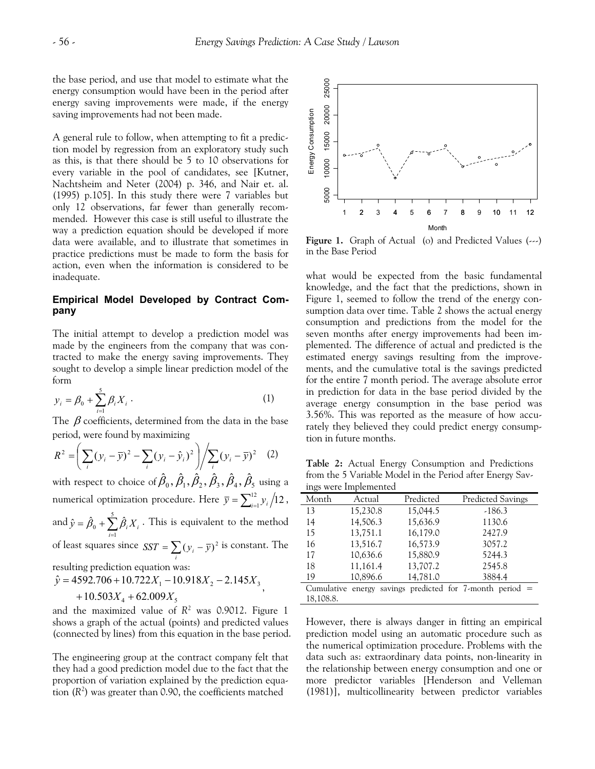the base period, and use that model to estimate what the energy consumption would have been in the period after energy saving improvements were made, if the energy saving improvements had not been made.

A general rule to follow, when attempting to fit a prediction model by regression from an exploratory study such as this, is that there should be 5 to 10 observations for every variable in the pool of candidates, see [Kutner, Nachtsheim and Neter (2004) p. 346, and Nair et. al. (1995) p.105]. In this study there were 7 variables but only 12 observations, far fewer than generally recommended. However this case is still useful to illustrate the way a prediction equation should be developed if more data were available, and to illustrate that sometimes in practice predictions must be made to form the basis for action, even when the information is considered to be inadequate.

## Empirical Model Developed by Contract Company

The initial attempt to develop a prediction model was made by the engineers from the company that was contracted to make the energy saving improvements. They sought to develop a simple linear prediction model of the form

$$y_i = \beta_0 + \sum_{i=1}^{5} \beta_i X_i \, . \tag{1}$$

The $\beta$ coefficients, determined from the data in the base period, were found by maximizing

$$R^2 = \left( \sum_i (y_i - \bar{y})^2 - \sum_i (y_i - \hat{y}_i)^2 \right) \Big/ \sum_i (y_i - \bar{y})^2 \tag{2}$$

with respect to choice of $\hat{\beta}_0, \hat{\beta}_1, \hat{\beta}_2, \hat{\beta}_3, \hat{\beta}_4, \hat{\beta}_5$ using a numerical optimization procedure. Here $\bar{y} = \sum_{i=1}^{12} y_i / 12$, and $\hat{y} = \hat{\beta}_0 + \sum_{i=1}^{5} \hat{\beta}_i X_i$. This is equivalent to the method of least squares since $SST = \sum_i (y_i - \bar{y})^2$ is constant. The resulting prediction equation was:

$$\hat{y} = 4592.706 + 10.722X_1 - 10.918X_2 - 2.145X_3 + 10.503X_4 + 62.009X_5,$$

and the maximized value of $R^2$ was 0.9012. Figure 1 shows a graph of the actual (points) and predicted values (connected by lines) from this equation in the base period.

The engineering group at the contract company felt that they had a good prediction model due to the fact that the proportion of variation explained by the prediction equation ($R^2$) was greater than 0.90, the coefficients matched what would be expected from the basic fundamental knowledge, and the fact that the predictions, shown in Figure 1, seemed to follow the trend of the energy consumption data over time. Table 2 shows the actual energy consumption and predictions from the model for the seven months after energy improvements had been implemented. The difference of actual and predicted is the estimated energy savings resulting from the improvements, and the cumulative total is the savings predicted for the entire 7 month period. The average absolute error in prediction for data in the base period divided by the average energy consumption in the base period was 3.56%. This was reported as the measure of how accurately they believed they could predict energy consumption in future months.

**Figure 1.** Graph of Actual (o) and Predicted Values (---) in the Base Period

**Table 2:** Actual Energy Consumption and Predictions from the 5 Variable Model in the Period after Energy Savings were Implemented

| Month | Actual | Predicted | Predicted Savings |
|---|---|---|---|
| 13 | 15,230.8 | 15,044.5 | -186.3 |
| 14 | 14,506.3 | 15,636.9 | 1130.6 |
| 15 | 13,751.1 | 16,179.0 | 2427.9 |
| 16 | 13,516.7 | 16,573.9 | 3057.2 |
| 17 | 10,636.6 | 15,880.9 | 5244.3 |
| 18 | 11,161.4 | 13,707.2 | 2545.8 |
| 19 | 10,896.6 | 14,781.0 | 3884.4 |
| Cumulative energy savings predicted for 7-month period = 18,108.8. | | | |

However, there is always danger in fitting an empirical prediction model using an automatic procedure such as the numerical optimization procedure. Problems with the data such as: extraordinary data points, non-linearity in the relationship between energy consumption and one or more predictor variables [Henderson and Velleman (1981)], multicollinearity between predictor variables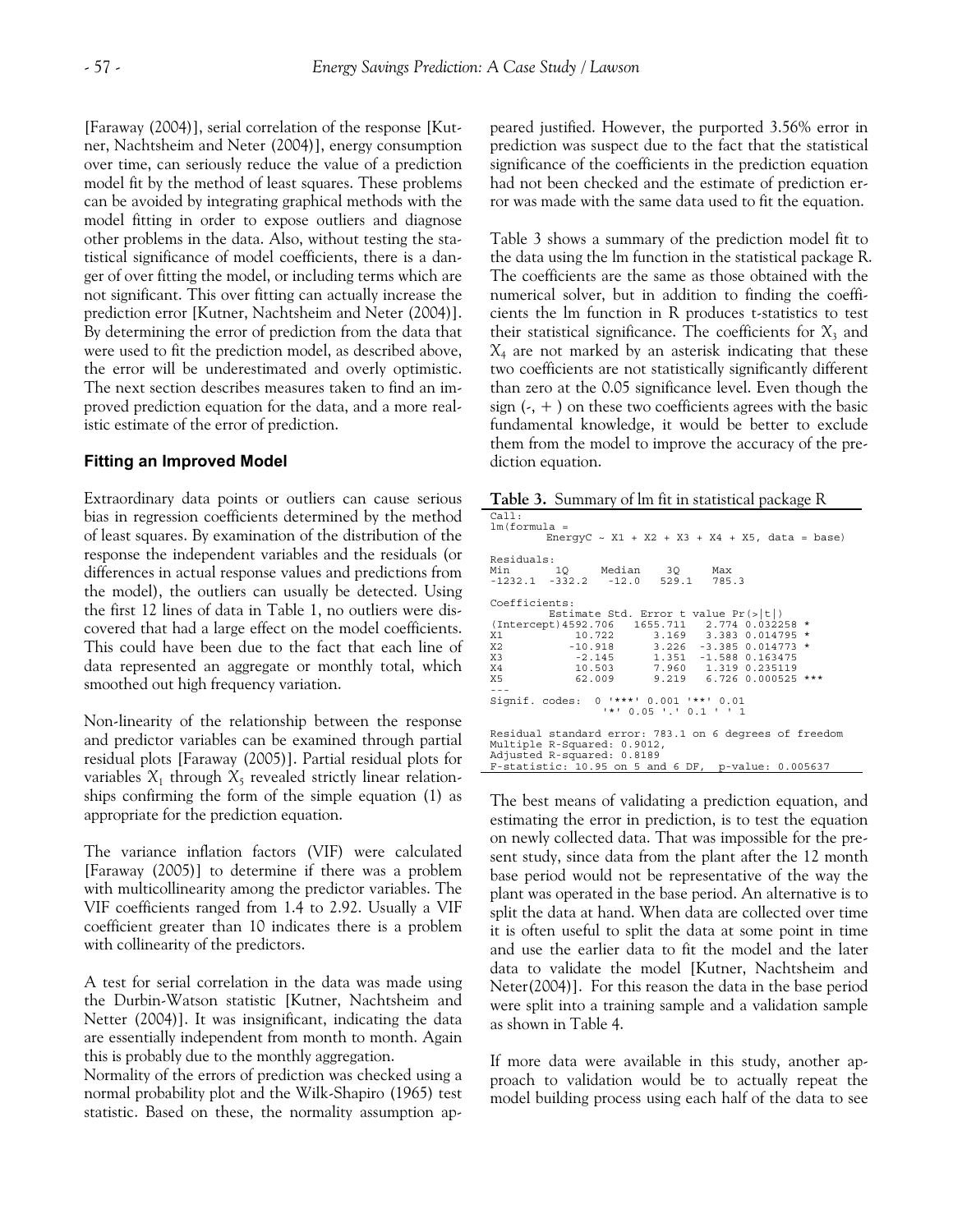[Faraway (2004)], serial correlation of the response [Kutner, Nachtsheim and Neter (2004)], energy consumption over time, can seriously reduce the value of a prediction model fit by the method of least squares. These problems can be avoided by integrating graphical methods with the model fitting in order to expose outliers and diagnose other problems in the data. Also, without testing the statistical significance of model coefficients, there is a danger of over fitting the model, or including terms which are not significant. This over fitting can actually increase the prediction error [Kutner, Nachtsheim and Neter (2004)]. By determining the error of prediction from the data that were used to fit the prediction model, as described above, the error will be underestimated and overly optimistic. The next section describes measures taken to find an improved prediction equation for the data, and a more realistic estimate of the error of prediction.

### Fitting an Improved Model

Extraordinary data points or outliers can cause serious bias in regression coefficients determined by the method of least squares. By examination of the distribution of the response the independent variables and the residuals (or differences in actual response values and predictions from the model), the outliers can usually be detected. Using the first 12 lines of data in Table 1, no outliers were discovered that had a large effect on the model coefficients. This could have been due to the fact that each line of data represented an aggregate or monthly total, which smoothed out high frequency variation.

Non-linearity of the relationship between the response and predictor variables can be examined through partial residual plots [Faraway (2005)]. Partial residual plots for variables $X_1$ through $X_5$ revealed strictly linear relationships confirming the form of the simple equation (1) as appropriate for the prediction equation.

The variance inflation factors (VIF) were calculated [Faraway (2005)] to determine if there was a problem with multicollinearity among the predictor variables. The VIF coefficients ranged from 1.4 to 2.92. Usually a VIF coefficient greater than 10 indicates there is a problem with collinearity of the predictors.

A test for serial correlation in the data was made using the Durbin-Watson statistic [Kutner, Nachtsheim and Netter (2004)]. It was insignificant, indicating the data are essentially independent from month to month. Again this is probably due to the monthly aggregation.

Normality of the errors of prediction was checked using a normal probability plot and the Wilk-Shapiro (1965) test statistic. Based on these, the normality assumption appeared justified. However, the purported 3.56% error in prediction was suspect due to the fact that the statistical significance of the coefficients in the prediction equation had not been checked and the estimate of prediction error was made with the same data used to fit the equation.

Table 3 shows a summary of the prediction model fit to the data using the lm function in the statistical package R. The coefficients are the same as those obtained with the numerical solver, but in addition to finding the coefficients the lm function in R produces t-statistics to test their statistical significance. The coefficients for $X_3$ and $X_4$ are not marked by an asterisk indicating that these two coefficients are not statistically significantly different than zero at the 0.05 significance level. Even though the sign (-, + ) on these two coefficients agrees with the basic fundamental knowledge, it would be better to exclude them from the model to improve the accuracy of the prediction equation.

**Table 3.** Summary of lm fit in statistical package R

```
Call:
lm(formula =
        EnergyC ~ X1 + X2 + X3 + X4 + X5, data = base)

Residuals:
Min       1Q     Median    3Q      Max
-1232.1  -332.2   -12.0   529.1   785.3

Coefficients:
        Estimate Std. Error t value Pr(>|t|)
(Intercept)4592.706   1655.711   2.774 0.032258 *
X1           10.722      3.169   3.383 0.014795 *
X2          -10.918      3.226  -3.385 0.014773 *
X3           -2.145      1.351  -1.588 0.163475
X4           10.503      7.960   1.319 0.235119
X5           62.009      9.219   6.726 0.000525 ***
---
Signif. codes:  0 '***' 0.001 '**' 0.01
                '*' 0.05 '.' 0.1 ' ' 1

Residual standard error: 783.1 on 6 degrees of freedom
Multiple R-Squared: 0.9012,
Adjusted R-squared: 0.8189
F-statistic: 10.95 on 5 and 6 DF,  p-value: 0.005637
```

The best means of validating a prediction equation, and estimating the error in prediction, is to test the equation on newly collected data. That was impossible for the present study, since data from the plant after the 12 month base period would not be representative of the way the plant was operated in the base period. An alternative is to split the data at hand. When data are collected over time it is often useful to split the data at some point in time and use the earlier data to fit the model and the later data to validate the model [Kutner, Nachtsheim and Neter(2004)]. For this reason the data in the base period were split into a training sample and a validation sample as shown in Table 4.

If more data were available in this study, another approach to validation would be to actually repeat the model building process using each half of the data to see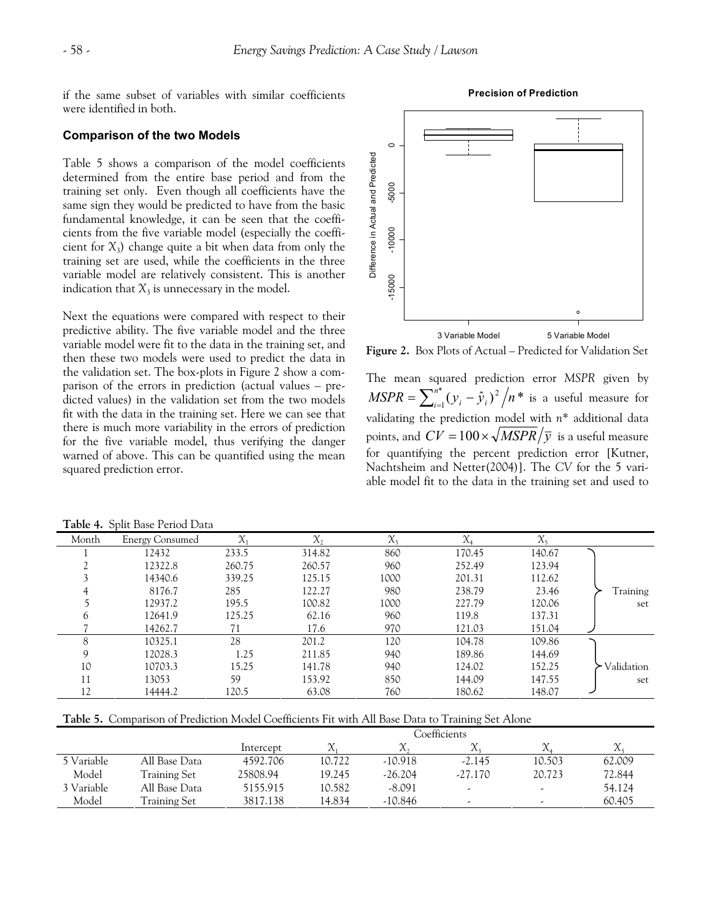if the same subset of variables with similar coefficients were identified in both.

### Comparison of the two Models

Table 5 shows a comparison of the model coefficients determined from the entire base period and from the training set only. Even though all coefficients have the same sign they would be predicted to have from the basic fundamental knowledge, it can be seen that the coefficients from the five variable model (especially the coefficient for $X_3$) change quite a bit when data from only the training set are used, while the coefficients in the three variable model are relatively consistent. This is another indication that $X_3$ is unnecessary in the model.

Next the equations were compared with respect to their predictive ability. The five variable model and the three variable model were fit to the data in the training set, and then these two models were used to predict the data in the validation set. The box-plots in Figure 2 show a comparison of the errors in prediction (actual values – predicted values) in the validation set from the two models fit with the data in the training set. Here we can see that there is much more variability in the errors of prediction for the five variable model, thus verifying the danger warned of above. This can be quantified using the mean squared prediction error.

**Figure 2.** Box Plots of Actual – Predicted for Validation Set

The mean squared prediction error *MSPR* given by $MSPR = \sum_{i=1}^{n^*}(y_i - \hat{y}_i)^2 \big/ n^*$ is a useful measure for validating the prediction model with $n^*$ additional data points, and $CV = 100 \times \sqrt{MSPR} \big/ \bar{y}$ is a useful measure for quantifying the percent prediction error [Kutner, Nachtsheim and Netter(2004)]. The *CV* for the 5 variable model fit to the data in the training set and used to

**Table 4.** Split Base Period Data

| Month | Energy Consumed | $X_1$ | $X_2$ | $X_3$ | $X_4$ | $X_5$ | |
|---|---|---|---|---|---|---|---|
| 1 | 12432 | 233.5 | 314.82 | 860 | 170.45 | 140.67 | Training set |
| 2 | 12322.8 | 260.75 | 260.57 | 960 | 252.49 | 123.94 | |
| 3 | 14340.6 | 339.25 | 125.15 | 1000 | 201.31 | 112.62 | |
| 4 | 8176.7 | 285 | 122.27 | 980 | 238.79 | 23.46 | |
| 5 | 12937.2 | 195.5 | 100.82 | 1000 | 227.79 | 120.06 | |
| 6 | 12641.9 | 125.25 | 62.16 | 960 | 119.8 | 137.31 | |
| 7 | 14262.7 | 71 | 17.6 | 970 | 121.03 | 151.04 | |
| 8 | 10325.1 | 28 | 201.2 | 120 | 104.78 | 109.86 | Validation set |
| 9 | 12028.3 | 1.25 | 211.85 | 940 | 189.86 | 144.69 | |
| 10 | 10703.3 | 15.25 | 141.78 | 940 | 124.02 | 152.25 | |
| 11 | 13053 | 59 | 153.92 | 850 | 144.09 | 147.55 | |
| 12 | 14444.2 | 120.5 | 63.08 | 760 | 180.62 | 148.07 | |

**Table 5.** Comparison of Prediction Model Coefficients Fit with All Base Data to Training Set Alone

| | | Coefficients | | | | | |
|---|---|---|---|---|---|---|---|
| | | Intercept | $X_1$ | $X_2$ | $X_3$ | $X_4$ | $X_5$ |
| 5 Variable | All Base Data | 4592.706 | 10.722 | -10.918 | -2.145 | 10.503 | 62.009 |
| Model | Training Set | 25808.94 | 19.245 | -26.204 | -27.170 | 20.723 | 72.844 |
| 3 Variable | All Base Data | 5155.915 | 10.582 | -8.091 | - | - | 54.124 |
| Model | Training Set | 3817.138 | 14.834 | -10.846 | - | - | 60.405 |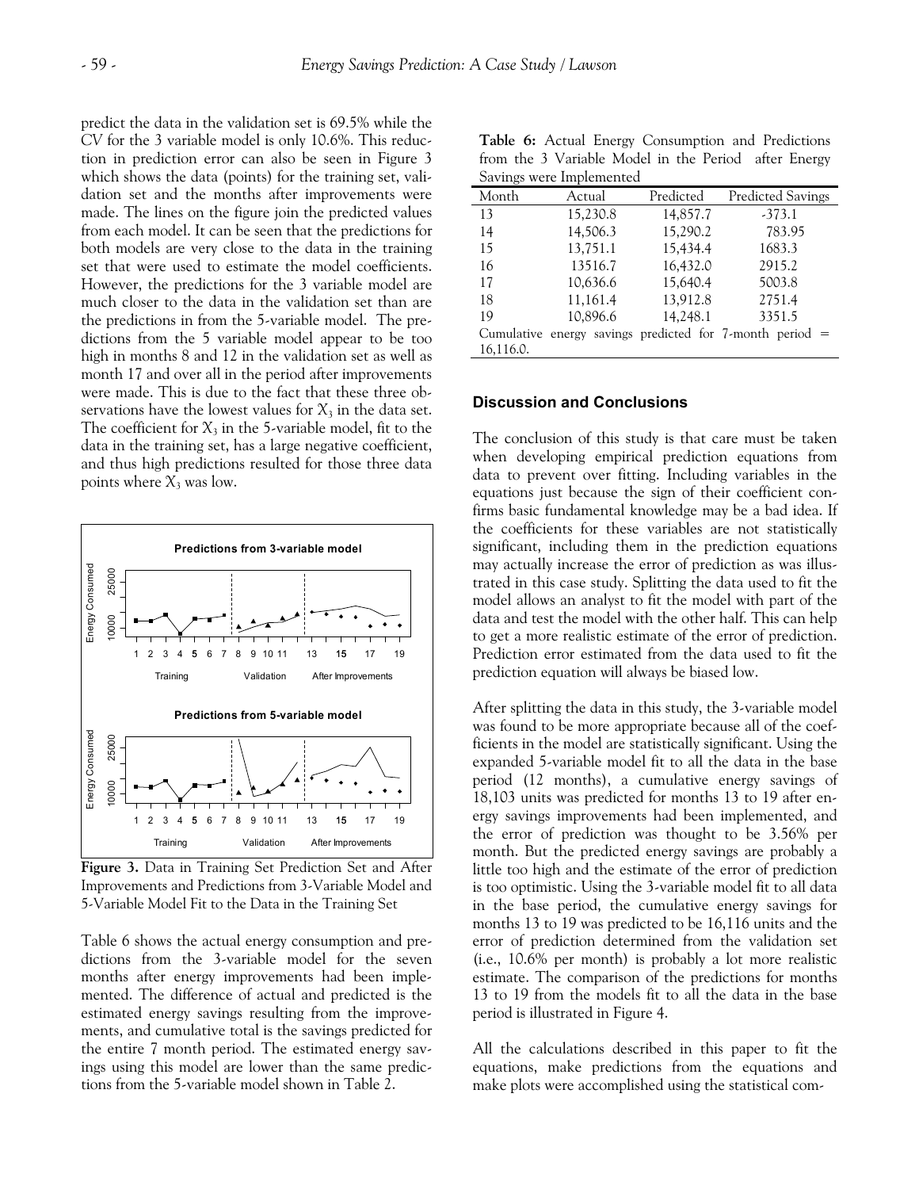predict the data in the validation set is 69.5% while the CV for the 3 variable model is only 10.6%. This reduction in prediction error can also be seen in Figure 3 which shows the data (points) for the training set, validation set and the months after improvements were made. The lines on the figure join the predicted values from each model. It can be seen that the predictions for both models are very close to the data in the training set that were used to estimate the model coefficients. However, the predictions for the 3 variable model are much closer to the data in the validation set than are the predictions in from the 5-variable model. The predictions from the 5 variable model appear to be too high in months 8 and 12 in the validation set as well as month 17 and over all in the period after improvements were made. This is due to the fact that these three observations have the lowest values for $X_3$ in the data set. The coefficient for $X_3$ in the 5-variable model, fit to the data in the training set, has a large negative coefficient, and thus high predictions resulted for those three data points where $X_3$ was low.

**Figure 3.** Data in Training Set Prediction Set and After Improvements and Predictions from 3-Variable Model and 5-Variable Model Fit to the Data in the Training Set

Table 6 shows the actual energy consumption and predictions from the 3-variable model for the seven months after energy improvements had been implemented. The difference of actual and predicted is the estimated energy savings resulting from the improvements, and cumulative total is the savings predicted for the entire 7 month period. The estimated energy savings using this model are lower than the same predictions from the 5-variable model shown in Table 2.

**Table 6:** Actual Energy Consumption and Predictions from the 3 Variable Model in the Period after Energy Savings were Implemented

| Month | Actual | Predicted | Predicted Savings |
|---|---|---|---|
| 13 | 15,230.8 | 14,857.7 | -373.1 |
| 14 | 14,506.3 | 15,290.2 | 783.95 |
| 15 | 13,751.1 | 15,434.4 | 1683.3 |
| 16 | 13516.7 | 16,432.0 | 2915.2 |
| 17 | 10,636.6 | 15,640.4 | 5003.8 |
| 18 | 11,161.4 | 13,912.8 | 2751.4 |
| 19 | 10,896.6 | 14,248.1 | 3351.5 |

Cumulative energy savings predicted for 7-month period = 16,116.0.

## Discussion and Conclusions

The conclusion of this study is that care must be taken when developing empirical prediction equations from data to prevent over fitting. Including variables in the equations just because the sign of their coefficient confirms basic fundamental knowledge may be a bad idea. If the coefficients for these variables are not statistically significant, including them in the prediction equations may actually increase the error of prediction as was illustrated in this case study. Splitting the data used to fit the model allows an analyst to fit the model with part of the data and test the model with the other half. This can help to get a more realistic estimate of the error of prediction. Prediction error estimated from the data used to fit the prediction equation will always be biased low.

After splitting the data in this study, the 3-variable model was found to be more appropriate because all of the coefficients in the model are statistically significant. Using the expanded 5-variable model fit to all the data in the base period (12 months), a cumulative energy savings of 18,103 units was predicted for months 13 to 19 after energy savings improvements had been implemented, and the error of prediction was thought to be 3.56% per month. But the predicted energy savings are probably a little too high and the estimate of the error of prediction is too optimistic. Using the 3-variable model fit to all data in the base period, the cumulative energy savings for months 13 to 19 was predicted to be 16,116 units and the error of prediction determined from the validation set (i.e., 10.6% per month) is probably a lot more realistic estimate. The comparison of the predictions for months 13 to 19 from the models fit to all the data in the base period is illustrated in Figure 4.

All the calculations described in this paper to fit the equations, make predictions from the equations and make plots were accomplished using the statistical com-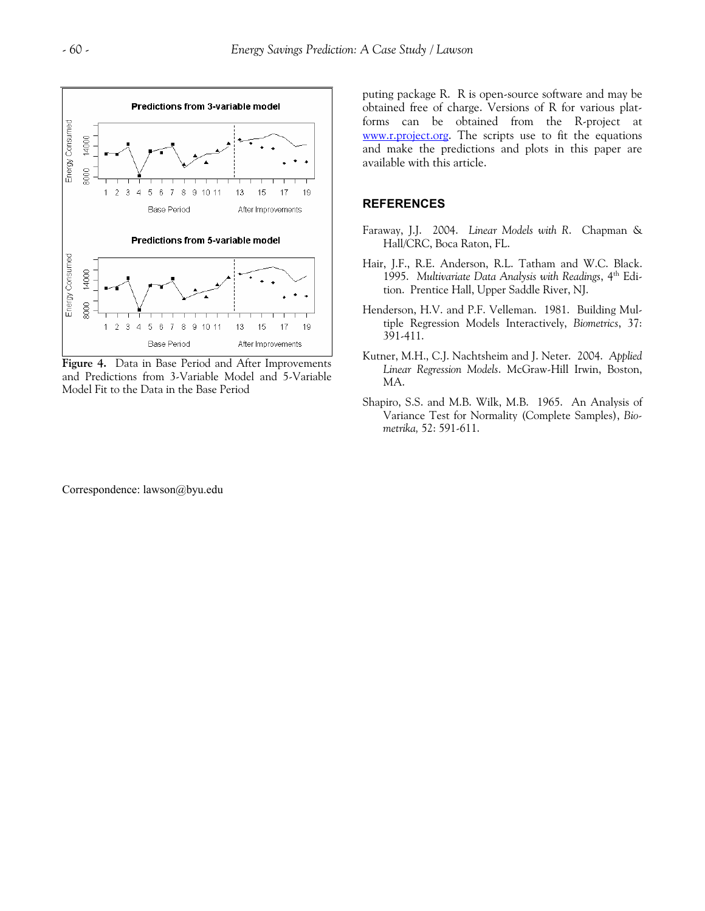Predictions from 3-variable model

Energy Consumed

8000

14000

1 2 3 4 5 6 7 8 9 10 11 13 15 17 19

Base Period

After Improvements

Predictions from 5-variable model

Energy Consumed

8000

14000

1 2 3 4 5 6 7 8 9 10 11 13 15 17 19

Base Period

After Improvements

**Figure 4.** Data in Base Period and After Improvements and Predictions from 3-Variable Model and 5-Variable Model Fit to the Data in the Base Period

puting package R. R is open-source software and may be obtained free of charge. Versions of R for various platforms can be obtained from the R-project at www.r.project.org. The scripts use to fit the equations and make the predictions and plots in this paper are available with this article.

## REFERENCES

Faraway, J.J. 2004. *Linear Models with R*. Chapman & Hall/CRC, Boca Raton, FL.

Hair, J.F., R.E. Anderson, R.L. Tatham and W.C. Black. 1995. *Multivariate Data Analysis with Readings*, 4th Edition. Prentice Hall, Upper Saddle River, NJ.

Henderson, H.V. and P.F. Velleman. 1981. Building Multiple Regression Models Interactively, *Biometrics*, 37: 391-411.

Kutner, M.H., C.J. Nachtsheim and J. Neter. 2004. *Applied Linear Regression Models*. McGraw-Hill Irwin, Boston, MA.

Shapiro, S.S. and M.B. Wilk, M.B. 1965. An Analysis of Variance Test for Normality (Complete Samples), *Biometrika*, 52: 591-611.

Correspondence: lawson@byu.edu